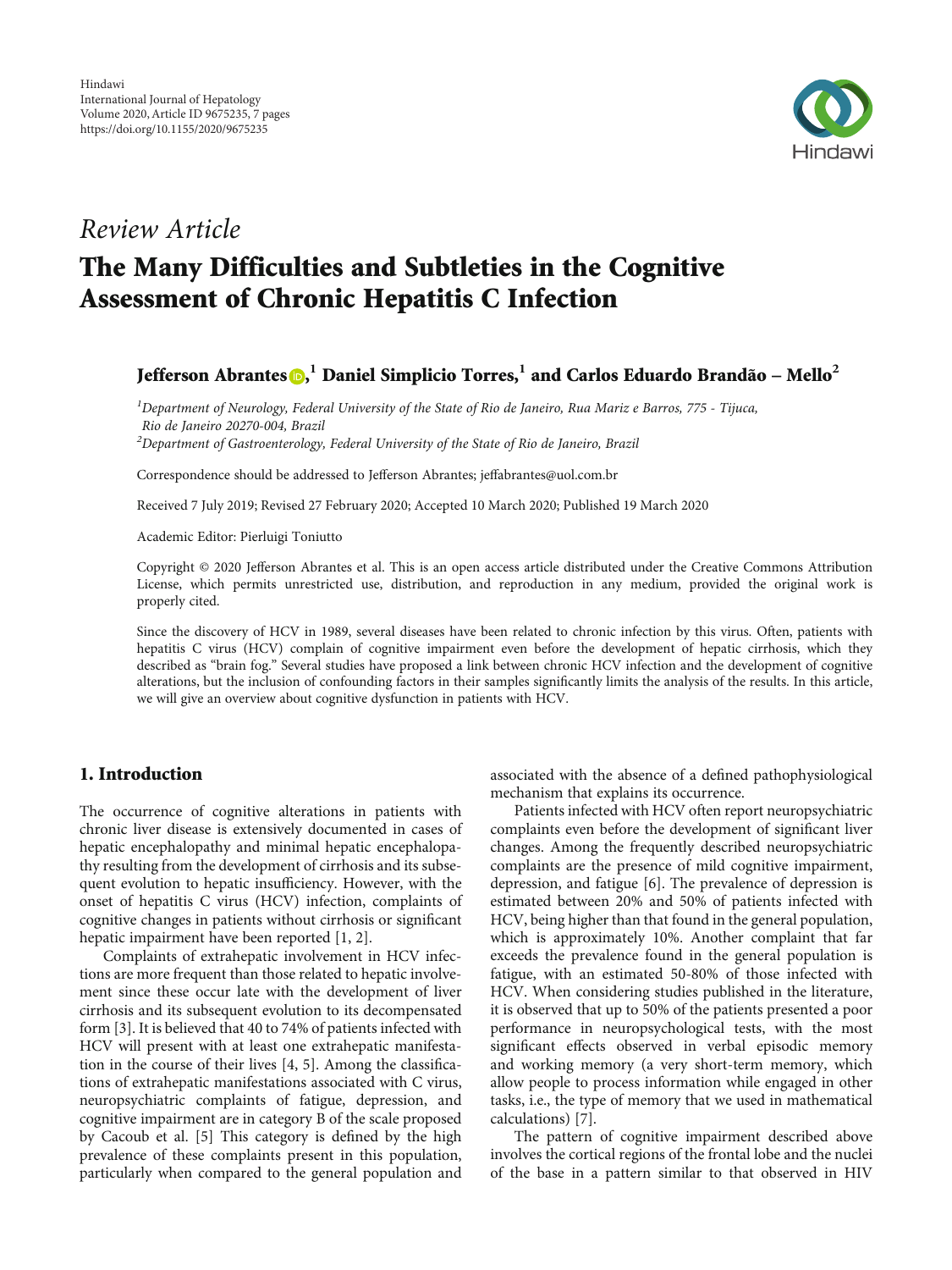Hindawi
International Journal of Hepatology
Volume 2020, Article ID 9675235, 7 pages
https://doi.org/10.1155/2020/9675235

*Review Article*

# The Many Difficulties and Subtleties in the Cognitive Assessment of Chronic Hepatitis C Infection

**Jefferson Abrantes [1], Daniel Simplicio Torres [1], and Carlos Eduardo Brandão – Mello [2]**

[1] *Department of Neurology, Federal University of the State of Rio de Janeiro, Rua Mariz e Barros, 775 - Tijuca, Rio de Janeiro 20270-004, Brazil*
[2] *Department of Gastroenterology, Federal University of the State of Rio de Janeiro, Brazil*

Correspondence should be addressed to Jefferson Abrantes; jeffabrantes@uol.com.br

Received 7 July 2019; Revised 27 February 2020; Accepted 10 March 2020; Published 19 March 2020

Academic Editor: Pierluigi Toniutto

Copyright © 2020 Jefferson Abrantes et al. This is an open access article distributed under the Creative Commons Attribution License, which permits unrestricted use, distribution, and reproduction in any medium, provided the original work is properly cited.

Since the discovery of HCV in 1989, several diseases have been related to chronic infection by this virus. Often, patients with hepatitis C virus (HCV) complain of cognitive impairment even before the development of hepatic cirrhosis, which they described as "brain fog." Several studies have proposed a link between chronic HCV infection and the development of cognitive alterations, but the inclusion of confounding factors in their samples significantly limits the analysis of the results. In this article, we will give an overview about cognitive dysfunction in patients with HCV.

## 1. Introduction

The occurrence of cognitive alterations in patients with chronic liver disease is extensively documented in cases of hepatic encephalopathy and minimal hepatic encephalopathy resulting from the development of cirrhosis and its subsequent evolution to hepatic insufficiency. However, with the onset of hepatitis C virus (HCV) infection, complaints of cognitive changes in patients without cirrhosis or significant hepatic impairment have been reported [1, 2].

Complaints of extrahepatic involvement in HCV infections are more frequent than those related to hepatic involvement since these occur late with the development of liver cirrhosis and its subsequent evolution to its decompensated form [3]. It is believed that 40 to 74% of patients infected with HCV will present with at least one extrahepatic manifestation in the course of their lives [4, 5]. Among the classifications of extrahepatic manifestations associated with C virus, neuropsychiatric complaints of fatigue, depression, and cognitive impairment are in category B of the scale proposed by Cacoub et al. [5] This category is defined by the high prevalence of these complaints present in this population, particularly when compared to the general population and associated with the absence of a defined pathophysiological mechanism that explains its occurrence.

Patients infected with HCV often report neuropsychiatric complaints even before the development of significant liver changes. Among the frequently described neuropsychiatric complaints are the presence of mild cognitive impairment, depression, and fatigue [6]. The prevalence of depression is estimated between 20% and 50% of patients infected with HCV, being higher than that found in the general population, which is approximately 10%. Another complaint that far exceeds the prevalence found in the general population is fatigue, with an estimated 50-80% of those infected with HCV. When considering studies published in the literature, it is observed that up to 50% of the patients presented a poor performance in neuropsychological tests, with the most significant effects observed in verbal episodic memory and working memory (a very short-term memory, which allow people to process information while engaged in other tasks, i.e., the type of memory that we used in mathematical calculations) [7].

The pattern of cognitive impairment described above involves the cortical regions of the frontal lobe and the nuclei of the base in a pattern similar to that observed in HIV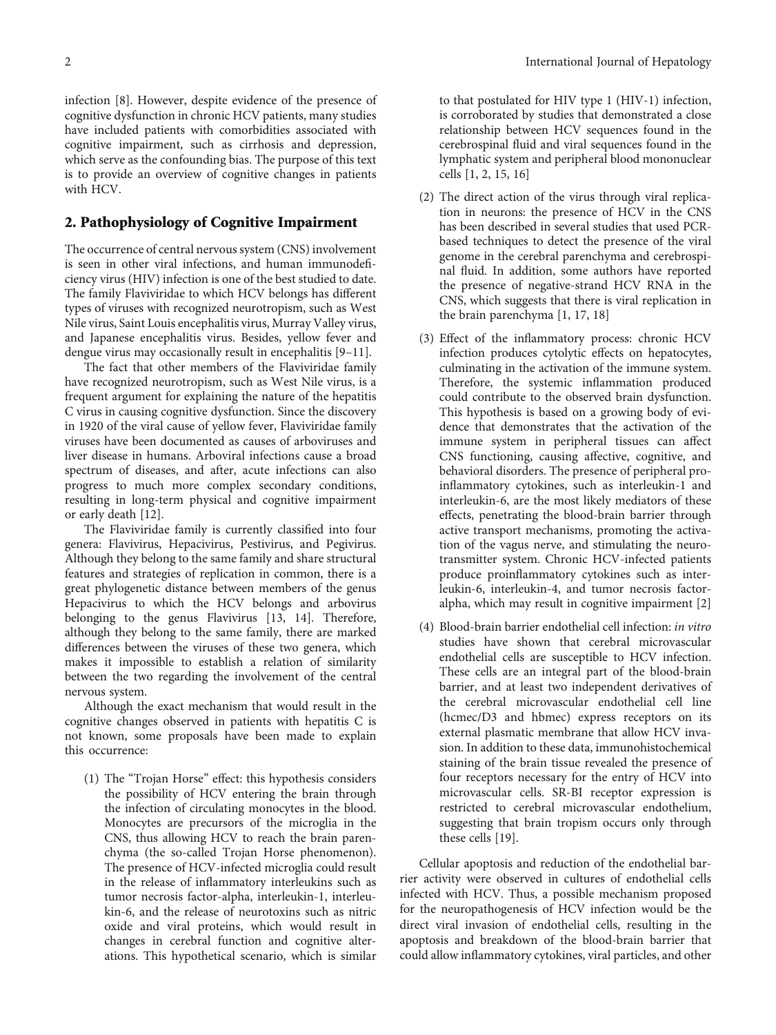infection [8]. However, despite evidence of the presence of cognitive dysfunction in chronic HCV patients, many studies have included patients with comorbidities associated with cognitive impairment, such as cirrhosis and depression, which serve as the confounding bias. The purpose of this text is to provide an overview of cognitive changes in patients with HCV.

## 2. Pathophysiology of Cognitive Impairment

The occurrence of central nervous system (CNS) involvement is seen in other viral infections, and human immunodeficiency virus (HIV) infection is one of the best studied to date. The family Flaviviridae to which HCV belongs has different types of viruses with recognized neurotropism, such as West Nile virus, Saint Louis encephalitis virus, Murray Valley virus, and Japanese encephalitis virus. Besides, yellow fever and dengue virus may occasionally result in encephalitis [9–11].

The fact that other members of the Flaviviridae family have recognized neurotropism, such as West Nile virus, is a frequent argument for explaining the nature of the hepatitis C virus in causing cognitive dysfunction. Since the discovery in 1920 of the viral cause of yellow fever, Flaviviridae family viruses have been documented as causes of arboviruses and liver disease in humans. Arboviral infections cause a broad spectrum of diseases, and after, acute infections can also progress to much more complex secondary conditions, resulting in long-term physical and cognitive impairment or early death [12].

The Flaviviridae family is currently classified into four genera: Flavivirus, Hepacivirus, Pestivirus, and Pegivirus. Although they belong to the same family and share structural features and strategies of replication in common, there is a great phylogenetic distance between members of the genus Hepacivirus to which the HCV belongs and arbovirus belonging to the genus Flavivirus [13, 14]. Therefore, although they belong to the same family, there are marked differences between the viruses of these two genera, which makes it impossible to establish a relation of similarity between the two regarding the involvement of the central nervous system.

Although the exact mechanism that would result in the cognitive changes observed in patients with hepatitis C is not known, some proposals have been made to explain this occurrence:

(1) The "Trojan Horse" effect: this hypothesis considers the possibility of HCV entering the brain through the infection of circulating monocytes in the blood. Monocytes are precursors of the microglia in the CNS, thus allowing HCV to reach the brain parenchyma (the so-called Trojan Horse phenomenon). The presence of HCV-infected microglia could result in the release of inflammatory interleukins such as tumor necrosis factor-alpha, interleukin-1, interleukin-6, and the release of neurotoxins such as nitric oxide and viral proteins, which would result in changes in cerebral function and cognitive alterations. This hypothetical scenario, which is similar to that postulated for HIV type 1 (HIV-1) infection, is corroborated by studies that demonstrated a close relationship between HCV sequences found in the cerebrospinal fluid and viral sequences found in the lymphatic system and peripheral blood mononuclear cells [1, 2, 15, 16]

(2) The direct action of the virus through viral replication in neurons: the presence of HCV in the CNS has been described in several studies that used PCR-based techniques to detect the presence of the viral genome in the cerebral parenchyma and cerebrospinal fluid. In addition, some authors have reported the presence of negative-strand HCV RNA in the CNS, which suggests that there is viral replication in the brain parenchyma [1, 17, 18]

(3) Effect of the inflammatory process: chronic HCV infection produces cytolytic effects on hepatocytes, culminating in the activation of the immune system. Therefore, the systemic inflammation produced could contribute to the observed brain dysfunction. This hypothesis is based on a growing body of evidence that demonstrates that the activation of the immune system in peripheral tissues can affect CNS functioning, causing affective, cognitive, and behavioral disorders. The presence of peripheral proinflammatory cytokines, such as interleukin-1 and interleukin-6, are the most likely mediators of these effects, penetrating the blood-brain barrier through active transport mechanisms, promoting the activation of the vagus nerve, and stimulating the neurotransmitter system. Chronic HCV-infected patients produce proinflammatory cytokines such as interleukin-6, interleukin-4, and tumor necrosis factor-alpha, which may result in cognitive impairment [2]

(4) Blood-brain barrier endothelial cell infection: *in vitro* studies have shown that cerebral microvascular endothelial cells are susceptible to HCV infection. These cells are an integral part of the blood-brain barrier, and at least two independent derivatives of the cerebral microvascular endothelial cell line (hcmec/D3 and hbmec) express receptors on its external plasmatic membrane that allow HCV invasion. In addition to these data, immunohistochemical staining of the brain tissue revealed the presence of four receptors necessary for the entry of HCV into microvascular cells. SR-BI receptor expression is restricted to cerebral microvascular endothelium, suggesting that brain tropism occurs only through these cells [19].

Cellular apoptosis and reduction of the endothelial barrier activity were observed in cultures of endothelial cells infected with HCV. Thus, a possible mechanism proposed for the neuropathogenesis of HCV infection would be the direct viral invasion of endothelial cells, resulting in the apoptosis and breakdown of the blood-brain barrier that could allow inflammatory cytokines, viral particles, and other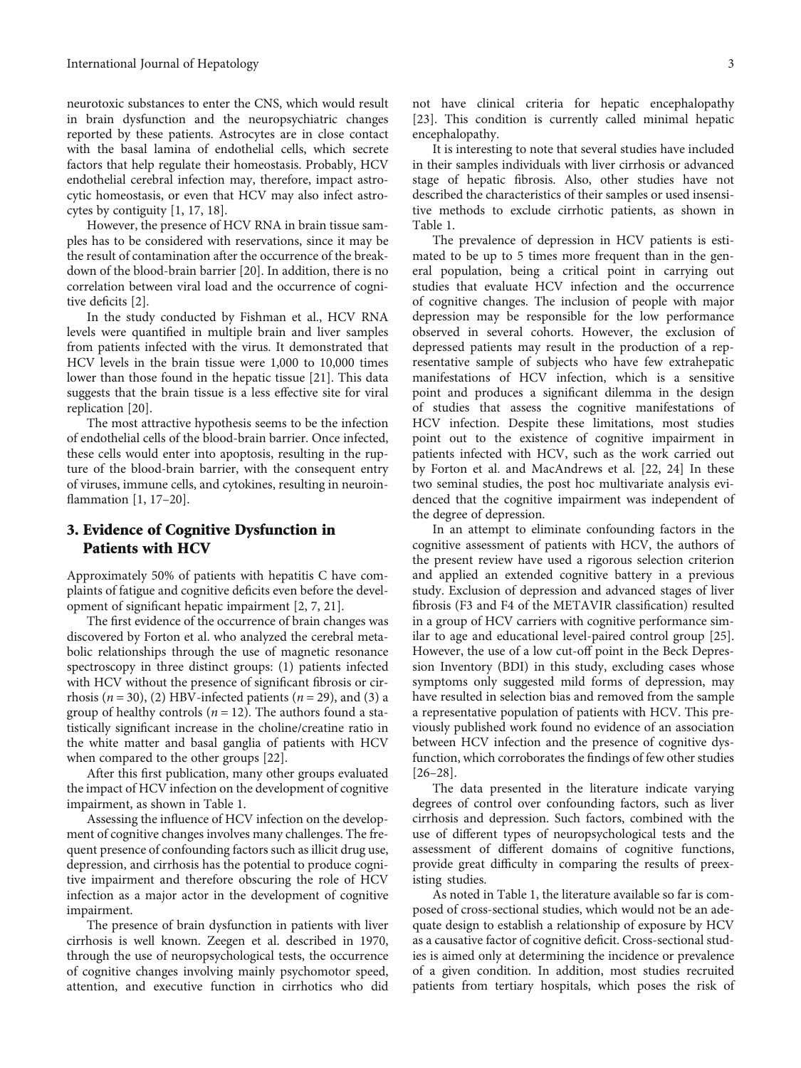neurotoxic substances to enter the CNS, which would result in brain dysfunction and the neuropsychiatric changes reported by these patients. Astrocytes are in close contact with the basal lamina of endothelial cells, which secrete factors that help regulate their homeostasis. Probably, HCV endothelial cerebral infection may, therefore, impact astrocytic homeostasis, or even that HCV may also infect astrocytes by contiguity [1, 17, 18].

However, the presence of HCV RNA in brain tissue samples has to be considered with reservations, since it may be the result of contamination after the occurrence of the breakdown of the blood-brain barrier [20]. In addition, there is no correlation between viral load and the occurrence of cognitive deficits [2].

In the study conducted by Fishman et al., HCV RNA levels were quantified in multiple brain and liver samples from patients infected with the virus. It demonstrated that HCV levels in the brain tissue were 1,000 to 10,000 times lower than those found in the hepatic tissue [21]. This data suggests that the brain tissue is a less effective site for viral replication [20].

The most attractive hypothesis seems to be the infection of endothelial cells of the blood-brain barrier. Once infected, these cells would enter into apoptosis, resulting in the rupture of the blood-brain barrier, with the consequent entry of viruses, immune cells, and cytokines, resulting in neuroinflammation [1, 17–20].

## 3. Evidence of Cognitive Dysfunction in Patients with HCV

Approximately 50% of patients with hepatitis C have complaints of fatigue and cognitive deficits even before the development of significant hepatic impairment [2, 7, 21].

The first evidence of the occurrence of brain changes was discovered by Forton et al. who analyzed the cerebral metabolic relationships through the use of magnetic resonance spectroscopy in three distinct groups: (1) patients infected with HCV without the presence of significant fibrosis or cirrhosis ($n = 30$), (2) HBV-infected patients ($n = 29$), and (3) a group of healthy controls ($n = 12$). The authors found a statistically significant increase in the choline/creatine ratio in the white matter and basal ganglia of patients with HCV when compared to the other groups [22].

After this first publication, many other groups evaluated the impact of HCV infection on the development of cognitive impairment, as shown in Table 1.

Assessing the influence of HCV infection on the development of cognitive changes involves many challenges. The frequent presence of confounding factors such as illicit drug use, depression, and cirrhosis has the potential to produce cognitive impairment and therefore obscuring the role of HCV infection as a major actor in the development of cognitive impairment.

The presence of brain dysfunction in patients with liver cirrhosis is well known. Zeegen et al. described in 1970, through the use of neuropsychological tests, the occurrence of cognitive changes involving mainly psychomotor speed, attention, and executive function in cirrhotics who did not have clinical criteria for hepatic encephalopathy [23]. This condition is currently called minimal hepatic encephalopathy.

It is interesting to note that several studies have included in their samples individuals with liver cirrhosis or advanced stage of hepatic fibrosis. Also, other studies have not described the characteristics of their samples or used insensitive methods to exclude cirrhotic patients, as shown in Table 1.

The prevalence of depression in HCV patients is estimated to be up to 5 times more frequent than in the general population, being a critical point in carrying out studies that evaluate HCV infection and the occurrence of cognitive changes. The inclusion of people with major depression may be responsible for the low performance observed in several cohorts. However, the exclusion of depressed patients may result in the production of a representative sample of subjects who have few extrahepatic manifestations of HCV infection, which is a sensitive point and produces a significant dilemma in the design of studies that assess the cognitive manifestations of HCV infection. Despite these limitations, most studies point out to the existence of cognitive impairment in patients infected with HCV, such as the work carried out by Forton et al. and MacAndrews et al. [22, 24] In these two seminal studies, the post hoc multivariate analysis evidenced that the cognitive impairment was independent of the degree of depression.

In an attempt to eliminate confounding factors in the cognitive assessment of patients with HCV, the authors of the present review have used a rigorous selection criterion and applied an extended cognitive battery in a previous study. Exclusion of depression and advanced stages of liver fibrosis (F3 and F4 of the METAVIR classification) resulted in a group of HCV carriers with cognitive performance similar to age and educational level-paired control group [25]. However, the use of a low cut-off point in the Beck Depression Inventory (BDI) in this study, excluding cases whose symptoms only suggested mild forms of depression, may have resulted in selection bias and removed from the sample a representative population of patients with HCV. This previously published work found no evidence of an association between HCV infection and the presence of cognitive dysfunction, which corroborates the findings of few other studies [26–28].

The data presented in the literature indicate varying degrees of control over confounding factors, such as liver cirrhosis and depression. Such factors, combined with the use of different types of neuropsychological tests and the assessment of different domains of cognitive functions, provide great difficulty in comparing the results of preexisting studies.

As noted in Table 1, the literature available so far is composed of cross-sectional studies, which would not be an adequate design to establish a relationship of exposure by HCV as a causative factor of cognitive deficit. Cross-sectional studies is aimed only at determining the incidence or prevalence of a given condition. In addition, most studies recruited patients from tertiary hospitals, which poses the risk of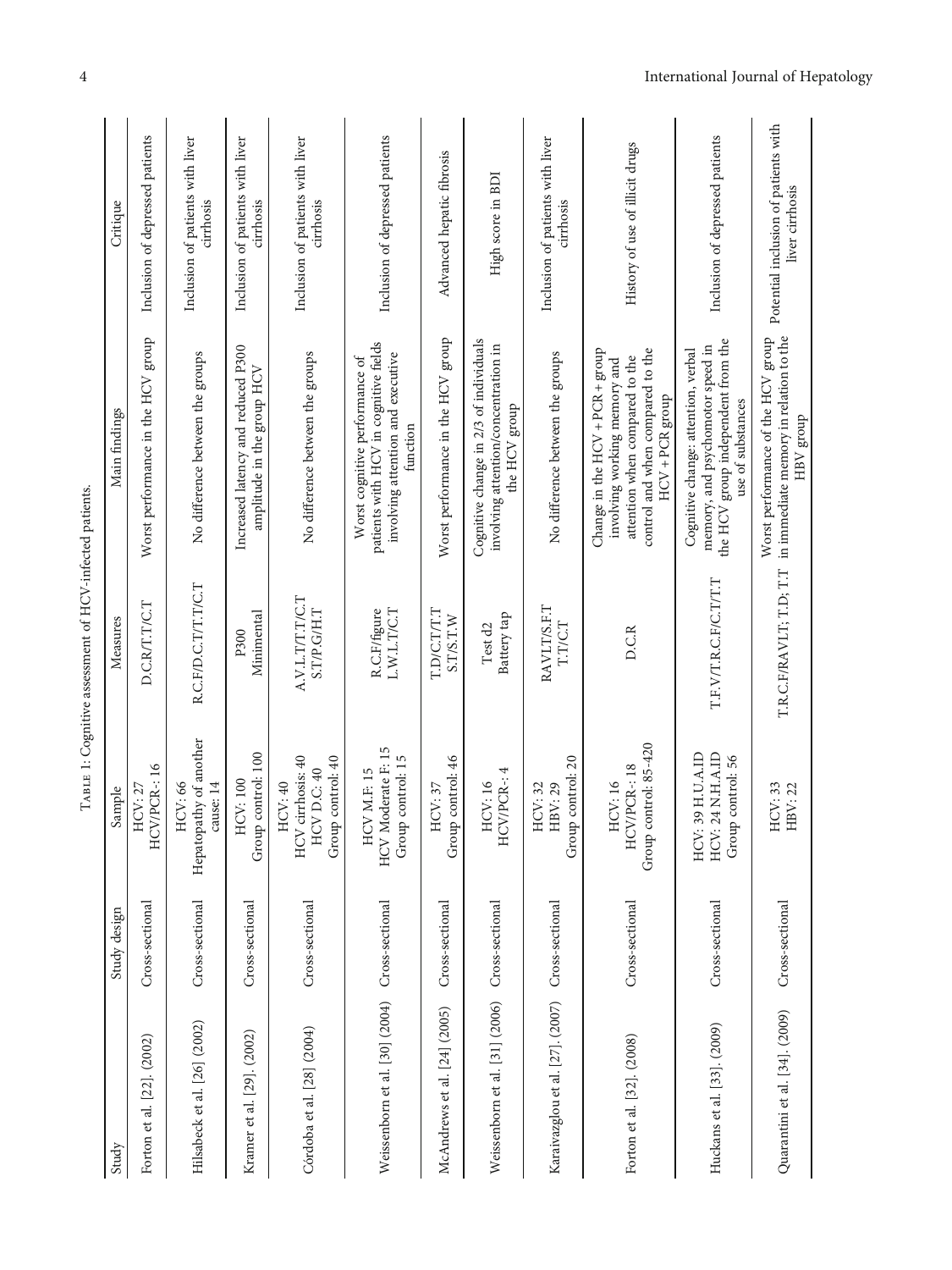Table 1: Cognitive assessment of HCV-infected patients.

| Study | Study design | Sample | Measures | Main findings | Critique |
|---|---|---|---|---|---|
| Forton et al. [22]. (2002) | Cross-sectional | HCV: 27<br>HCV/PCR-: 16 | D.C.R/T.T/C.T | Worst performance in the HCV group | Inclusion of depressed patients |
| Hilsabeck et al. [26] (2002) | Cross-sectional | HCV: 66<br>Hepatopathy of another cause: 14 | R.C.F/D.C.T/T.T/C.T | No difference between the groups | Inclusion of patients with liver cirrhosis |
| Kramer et al. [29]. (2002) | Cross-sectional | HCV: 100<br>Group control: 100 | P300<br>Minimental | Increased latency and reduced P300 amplitude in the group HCV | Inclusion of patients with liver cirrhosis |
| Córdoba et al. [28] (2004) | Cross-sectional | HCV: 40<br>HCV cirrhosis: 40<br>HCV D.C: 40<br>Group control: 40 | A.V.L.T/T.T/C.T<br>S.T/P.G/H.T | No difference between the groups | Inclusion of patients with liver cirrhosis |
| Weissenborn et al. [30] (2004) | Cross-sectional | HCV M.F: 15<br>HCV Moderate F: 15<br>Group control: 15 | R.C.F/figure<br>L.W.L.T/C.T | Worst cognitive performance of patients with HCV in cognitive fields involving attention and executive function | Inclusion of depressed patients |
| McAndrews et al. [24] (2005) | Cross-sectional | HCV: 37<br>Group control: 46 | T.D/C.T/T.T<br>S.T/S.T.W | Worst performance in the HCV group | Advanced hepatic fibrosis |
| Weissenborn et al. [31] (2006) | Cross-sectional | HCV: 16<br>HCV/PCR-: 4 | Test d2<br>Battery tap | Cognitive change in 2/3 of individuals involving attention/concentration in the HCV group | High score in BDI |
| Karaivazglou et al. [27]. (2007) | Cross-sectional | HCV: 32<br>HBV: 29<br>Group control: 20 | RAVLT/S.F.T<br>T.T/C.T | No difference between the groups | Inclusion of patients with liver cirrhosis |
| Forton et al. [32]. (2008) | Cross-sectional | HCV: 16<br>HCV/PCR-: 18<br>Group control: 85-420 | D.C.R | Change in the HCV + PCR + group involving working memory and attention when compared to the control and when compared to the HCV + PCR group | History of use of illicit drugs |
| Huckans et al. [33]. (2009) | Cross-sectional | HCV: 39 H.U.A.ID<br>HCV: 24 N.H.A.ID<br>Group control: 56 | T.F.V/T.R.C.F/C.T/T.T | Cognitive change: attention, verbal memory, and psychomotor speed in the HCV group independent from the use of substances | Inclusion of depressed patients |
| Quarantini et al. [34]. (2009) | Cross-sectional | HCV: 33<br>HBV: 22 | T.R.C.F/RAVLT; T.D; T.T | Worst performance of the HCV group in immediate memory in relation to the HBV group | Potential inclusion of patients with liver cirrhosis |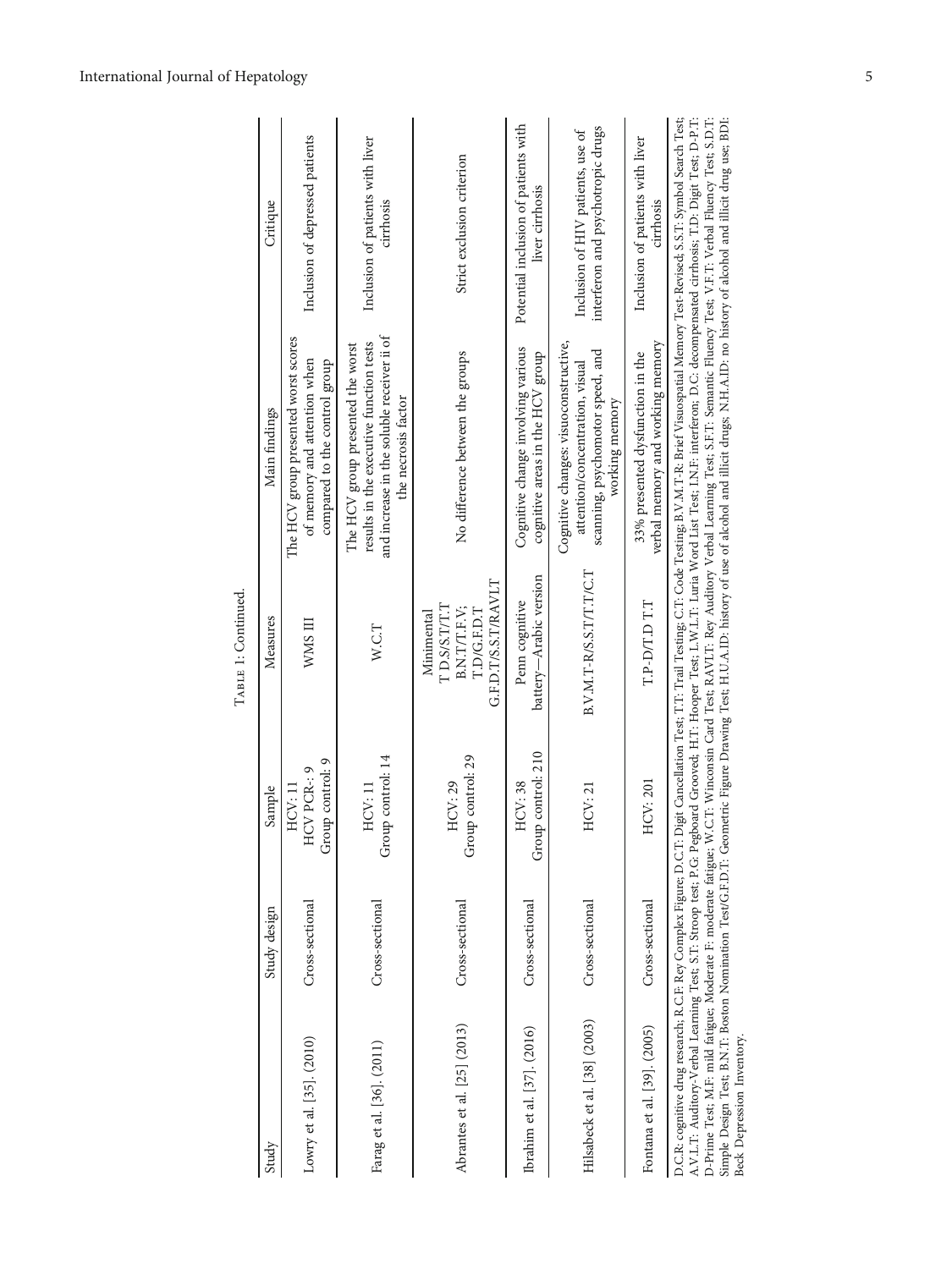Table 1: Continued.

| Study | Study design | Sample | Measures | Main findings | Critique |
|---|---|---|---|---|---|
| Lowry et al. [35]. (2010) | Cross-sectional | HCV: 11<br>HCV PCR-: 9<br>Group control: 9 | WMS III | The HCV group presented worst scores of memory and attention when compared to the control group | Inclusion of depressed patients |
| Farag et al. [36]. (2011) | Cross-sectional | HCV: 11<br>Group control: 14 | W.C.T | The HCV group presented the worst results in the executive function tests and increase in the soluble receiver ii of the necrosis factor | Inclusion of patients with liver cirrhosis |
| Abrantes et al. [25] (2013) | Cross-sectional | HCV: 29<br>Group control: 29 | Minimental<br>T D.S/S.T/T.T<br>B.N.T/T.F.V;<br>T.D/G.F.D.T<br>G.F.D.T/S.S.T/RAVLT | No difference between the groups | Strict exclusion criterion |
| Ibrahim et al. [37]. (2016) | Cross-sectional | HCV: 38<br>Group control: 210 | Penn cognitive battery—Arabic version | Cognitive change involving various cognitive areas in the HCV group | Potential inclusion of patients with liver cirrhosis |
| Hilsabeck et al. [38] (2003) | Cross-sectional | HCV: 21 | B.V.M.T-R/S.S.T/T.T/C.T | Cognitive changes: visuoconstructive, attention/concentration, visual scanning, psychomotor speed, and working memory | Inclusion of HIV patients, use of interferon and psychotropic drugs |
| Fontana et al. [39]. (2005) | Cross-sectional | HCV: 201 | T.P-D/T.D T.T | 33% presented dysfunction in the verbal memory and working memory | Inclusion of patients with liver cirrhosis |

D.C.R: cognitive drug research; R.C.F: Rey Complex Figure; D.C.T: Digit Cancellation Test; T.T: Trail Testing; C.T: Code Testing; B.V.M.T-R: Brief Visuospatial Memory Test-Revised; S.S.T: Symbol Search Test; A.V.L.T: Auditory-Verbal Learning Test; S.T: Stroop test; P.G: Pegboard Grooved; H.T: Hooper Test; L.W.L.T: Luria Word List Test; I.N.F: interferon; D.C: decompensated cirrhosis; T.D: Digit Test; D-P.T: D-Prime Test; M.F: mild fatigue; Moderate F: moderate fatigue; W.C.T: Wisconsin Card Test; RAVLT: Rey Auditory Verbal Learning Test; S.F.T: Semantic Fluency Test; V.F.T: Verbal Fluency Test; S.D.T: Simple Design Test; B.N.T: Boston Nomination Test/G.F.D.T: Geometric Figure Drawing Test; H.U.A.I.D: history of use of alcohol and illicit drugs; N.H.A.I.D: no history of alcohol and illicit drug use; BDI: Beck Depression Inventory.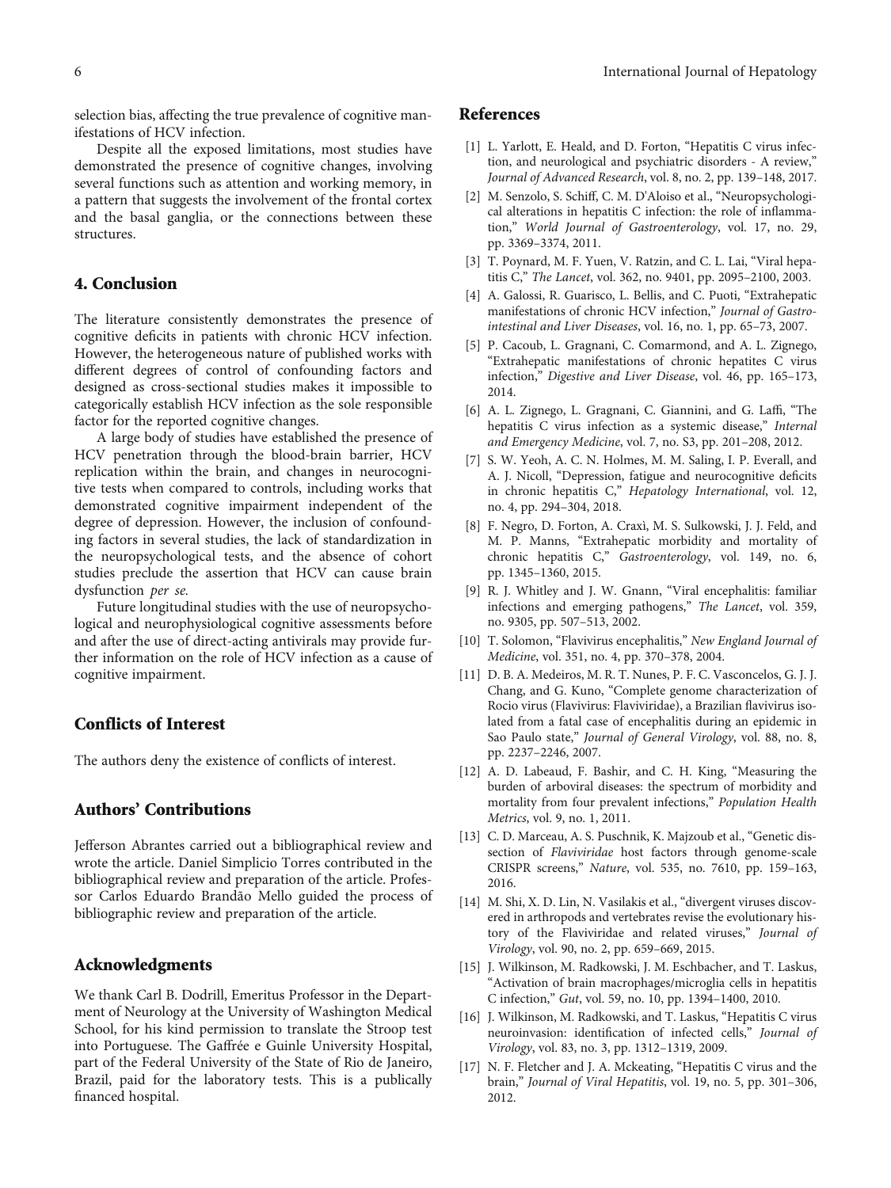selection bias, affecting the true prevalence of cognitive manifestations of HCV infection.

Despite all the exposed limitations, most studies have demonstrated the presence of cognitive changes, involving several functions such as attention and working memory, in a pattern that suggests the involvement of the frontal cortex and the basal ganglia, or the connections between these structures.

## 4. Conclusion

The literature consistently demonstrates the presence of cognitive deficits in patients with chronic HCV infection. However, the heterogeneous nature of published works with different degrees of control of confounding factors and designed as cross-sectional studies makes it impossible to categorically establish HCV infection as the sole responsible factor for the reported cognitive changes.

A large body of studies have established the presence of HCV penetration through the blood-brain barrier, HCV replication within the brain, and changes in neurocognitive tests when compared to controls, including works that demonstrated cognitive impairment independent of the degree of depression. However, the inclusion of confounding factors in several studies, the lack of standardization in the neuropsychological tests, and the absence of cohort studies preclude the assertion that HCV can cause brain dysfunction *per se*.

Future longitudinal studies with the use of neuropsychological and neurophysiological cognitive assessments before and after the use of direct-acting antivirals may provide further information on the role of HCV infection as a cause of cognitive impairment.

## Conflicts of Interest

The authors deny the existence of conflicts of interest.

## Authors' Contributions

Jefferson Abrantes carried out a bibliographical review and wrote the article. Daniel Simplicio Torres contributed in the bibliographical review and preparation of the article. Professor Carlos Eduardo Brandão Mello guided the process of bibliographic review and preparation of the article.

## Acknowledgments

We thank Carl B. Dodrill, Emeritus Professor in the Department of Neurology at the University of Washington Medical School, for his kind permission to translate the Stroop test into Portuguese. The Gaffrée e Guinle University Hospital, part of the Federal University of the State of Rio de Janeiro, Brazil, paid for the laboratory tests. This is a publically financed hospital.

## References

[1] L. Yarlott, E. Heald, and D. Forton, "Hepatitis C virus infection, and neurological and psychiatric disorders - A review," *Journal of Advanced Research*, vol. 8, no. 2, pp. 139–148, 2017.

[2] M. Senzolo, S. Schiff, C. M. D'Aloiso et al., "Neuropsychological alterations in hepatitis C infection: the role of inflammation," *World Journal of Gastroenterology*, vol. 17, no. 29, pp. 3369–3374, 2011.

[3] T. Poynard, M. F. Yuen, V. Ratzin, and C. L. Lai, "Viral hepatitis C," *The Lancet*, vol. 362, no. 9401, pp. 2095–2100, 2003.

[4] A. Galossi, R. Guarisco, L. Bellis, and C. Puoti, "Extrahepatic manifestations of chronic HCV infection," *Journal of Gastrointestinal and Liver Diseases*, vol. 16, no. 1, pp. 65–73, 2007.

[5] P. Cacoub, L. Gragnani, C. Comarmond, and A. L. Zignego, "Extrahepatic manifestations of chronic hepatites C virus infection," *Digestive and Liver Disease*, vol. 46, pp. 165–173, 2014.

[6] A. L. Zignego, L. Gragnani, C. Giannini, and G. Laffi, "The hepatitis C virus infection as a systemic disease," *Internal and Emergency Medicine*, vol. 7, no. S3, pp. 201–208, 2012.

[7] S. W. Yeoh, A. C. N. Holmes, M. M. Saling, I. P. Everall, and A. J. Nicoll, "Depression, fatigue and neurocognitive deficits in chronic hepatitis C," *Hepatology International*, vol. 12, no. 4, pp. 294–304, 2018.

[8] F. Negro, D. Forton, A. Craxì, M. S. Sulkowski, J. J. Feld, and M. P. Manns, "Extrahepatic morbidity and mortality of chronic hepatitis C," *Gastroenterology*, vol. 149, no. 6, pp. 1345–1360, 2015.

[9] R. J. Whitley and J. W. Gnann, "Viral encephalitis: familiar infections and emerging pathogens," *The Lancet*, vol. 359, no. 9305, pp. 507–513, 2002.

[10] T. Solomon, "Flavivirus encephalitis," *New England Journal of Medicine*, vol. 351, no. 4, pp. 370–378, 2004.

[11] D. B. A. Medeiros, M. R. T. Nunes, P. F. C. Vasconcelos, G. J. J. Chang, and G. Kuno, "Complete genome characterization of Rocio virus (Flavivirus: Flaviviridae), a Brazilian flavivirus isolated from a fatal case of encephalitis during an epidemic in Sao Paulo state," *Journal of General Virology*, vol. 88, no. 8, pp. 2237–2246, 2007.

[12] A. D. Labeaud, F. Bashir, and C. H. King, "Measuring the burden of arboviral diseases: the spectrum of morbidity and mortality from four prevalent infections," *Population Health Metrics*, vol. 9, no. 1, 2011.

[13] C. D. Marceau, A. S. Puschnik, K. Majzoub et al., "Genetic dissection of *Flaviviridae* host factors through genome-scale CRISPR screens," *Nature*, vol. 535, no. 7610, pp. 159–163, 2016.

[14] M. Shi, X. D. Lin, N. Vasilakis et al., "divergent viruses discovered in arthropods and vertebrates revise the evolutionary history of the Flaviviridae and related viruses," *Journal of Virology*, vol. 90, no. 2, pp. 659–669, 2015.

[15] J. Wilkinson, M. Radkowski, J. M. Eschbacher, and T. Laskus, "Activation of brain macrophages/microglia cells in hepatitis C infection," *Gut*, vol. 59, no. 10, pp. 1394–1400, 2010.

[16] J. Wilkinson, M. Radkowski, and T. Laskus, "Hepatitis C virus neuroinvasion: identification of infected cells," *Journal of Virology*, vol. 83, no. 3, pp. 1312–1319, 2009.

[17] N. F. Fletcher and J. A. Mckeating, "Hepatitis C virus and the brain," *Journal of Viral Hepatitis*, vol. 19, no. 5, pp. 301–306, 2012.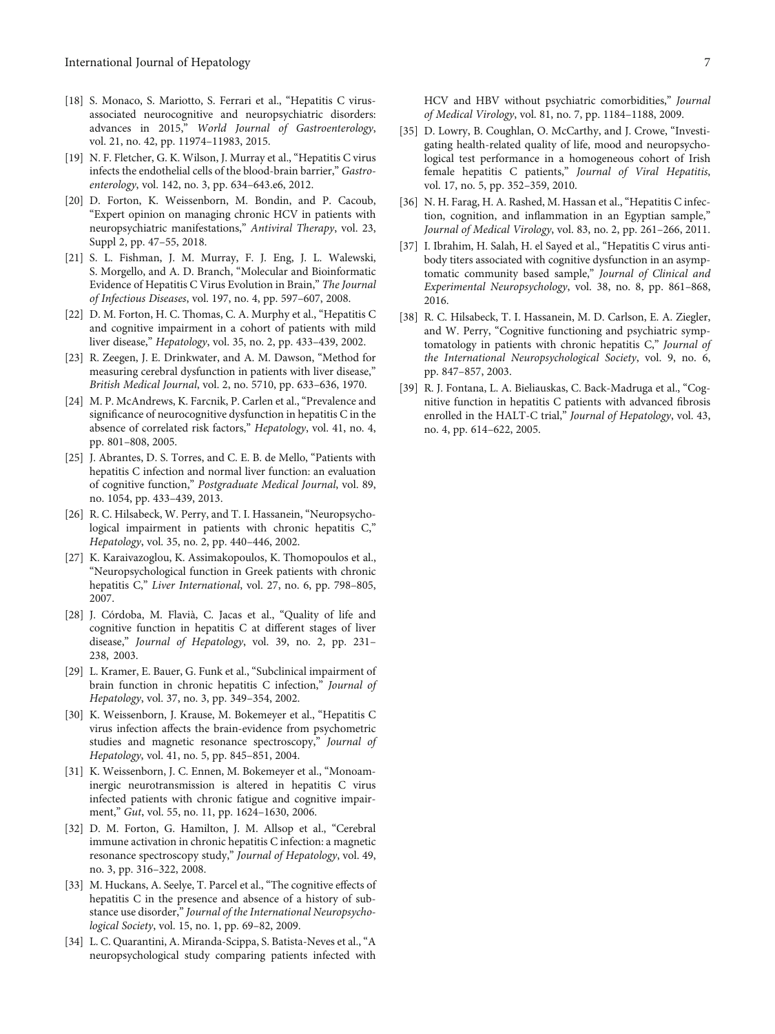[18] S. Monaco, S. Mariotto, S. Ferrari et al., "Hepatitis C virus-associated neurocognitive and neuropsychiatric disorders: advances in 2015," *World Journal of Gastroenterology*, vol. 21, no. 42, pp. 11974–11983, 2015.

[19] N. F. Fletcher, G. K. Wilson, J. Murray et al., "Hepatitis C virus infects the endothelial cells of the blood-brain barrier," *Gastroenterology*, vol. 142, no. 3, pp. 634–643.e6, 2012.

[20] D. Forton, K. Weissenborn, M. Bondin, and P. Cacoub, "Expert opinion on managing chronic HCV in patients with neuropsychiatric manifestations," *Antiviral Therapy*, vol. 23, Suppl 2, pp. 47–55, 2018.

[21] S. L. Fishman, J. M. Murray, F. J. Eng, J. L. Walewski, S. Morgello, and A. D. Branch, "Molecular and Bioinformatic Evidence of Hepatitis C Virus Evolution in Brain," *The Journal of Infectious Diseases*, vol. 197, no. 4, pp. 597–607, 2008.

[22] D. M. Forton, H. C. Thomas, C. A. Murphy et al., "Hepatitis C and cognitive impairment in a cohort of patients with mild liver disease," *Hepatology*, vol. 35, no. 2, pp. 433–439, 2002.

[23] R. Zeegen, J. E. Drinkwater, and A. M. Dawson, "Method for measuring cerebral dysfunction in patients with liver disease," *British Medical Journal*, vol. 2, no. 5710, pp. 633–636, 1970.

[24] M. P. McAndrews, K. Farcnik, P. Carlen et al., "Prevalence and significance of neurocognitive dysfunction in hepatitis C in the absence of correlated risk factors," *Hepatology*, vol. 41, no. 4, pp. 801–808, 2005.

[25] J. Abrantes, D. S. Torres, and C. E. B. de Mello, "Patients with hepatitis C infection and normal liver function: an evaluation of cognitive function," *Postgraduate Medical Journal*, vol. 89, no. 1054, pp. 433–439, 2013.

[26] R. C. Hilsabeck, W. Perry, and T. I. Hassanein, "Neuropsychological impairment in patients with chronic hepatitis C," *Hepatology*, vol. 35, no. 2, pp. 440–446, 2002.

[27] K. Karaivazoglou, K. Assimakopoulos, K. Thomopoulos et al., "Neuropsychological function in Greek patients with chronic hepatitis C," *Liver International*, vol. 27, no. 6, pp. 798–805, 2007.

[28] J. Córdoba, M. Flavià, C. Jacas et al., "Quality of life and cognitive function in hepatitis C at different stages of liver disease," *Journal of Hepatology*, vol. 39, no. 2, pp. 231–238, 2003.

[29] L. Kramer, E. Bauer, G. Funk et al., "Subclinical impairment of brain function in chronic hepatitis C infection," *Journal of Hepatology*, vol. 37, no. 3, pp. 349–354, 2002.

[30] K. Weissenborn, J. Krause, M. Bokemeyer et al., "Hepatitis C virus infection affects the brain-evidence from psychometric studies and magnetic resonance spectroscopy," *Journal of Hepatology*, vol. 41, no. 5, pp. 845–851, 2004.

[31] K. Weissenborn, J. C. Ennen, M. Bokemeyer et al., "Monoaminergic neurotransmission is altered in hepatitis C virus infected patients with chronic fatigue and cognitive impairment," *Gut*, vol. 55, no. 11, pp. 1624–1630, 2006.

[32] D. M. Forton, G. Hamilton, J. M. Allsop et al., "Cerebral immune activation in chronic hepatitis C infection: a magnetic resonance spectroscopy study," *Journal of Hepatology*, vol. 49, no. 3, pp. 316–322, 2008.

[33] M. Huckans, A. Seelye, T. Parcel et al., "The cognitive effects of hepatitis C in the presence and absence of a history of substance use disorder," *Journal of the International Neuropsychological Society*, vol. 15, no. 1, pp. 69–82, 2009.

[34] L. C. Quarantini, A. Miranda-Scippa, S. Batista-Neves et al., "A neuropsychological study comparing patients infected with HCV and HBV without psychiatric comorbidities," *Journal of Medical Virology*, vol. 81, no. 7, pp. 1184–1188, 2009.

[35] D. Lowry, B. Coughlan, O. McCarthy, and J. Crowe, "Investigating health-related quality of life, mood and neuropsychological test performance in a homogeneous cohort of Irish female hepatitis C patients," *Journal of Viral Hepatitis*, vol. 17, no. 5, pp. 352–359, 2010.

[36] N. H. Farag, H. A. Rashed, M. Hassan et al., "Hepatitis C infection, cognition, and inflammation in an Egyptian sample," *Journal of Medical Virology*, vol. 83, no. 2, pp. 261–266, 2011.

[37] I. Ibrahim, H. Salah, H. el Sayed et al., "Hepatitis C virus antibody titers associated with cognitive dysfunction in an asymptomatic community based sample," *Journal of Clinical and Experimental Neuropsychology*, vol. 38, no. 8, pp. 861–868, 2016.

[38] R. C. Hilsabeck, T. I. Hassanein, M. D. Carlson, E. A. Ziegler, and W. Perry, "Cognitive functioning and psychiatric symptomatology in patients with chronic hepatitis C," *Journal of the International Neuropsychological Society*, vol. 9, no. 6, pp. 847–857, 2003.

[39] R. J. Fontana, L. A. Bieliauskas, C. Back-Madruga et al., "Cognitive function in hepatitis C patients with advanced fibrosis enrolled in the HALT-C trial," *Journal of Hepatology*, vol. 43, no. 4, pp. 614–622, 2005.